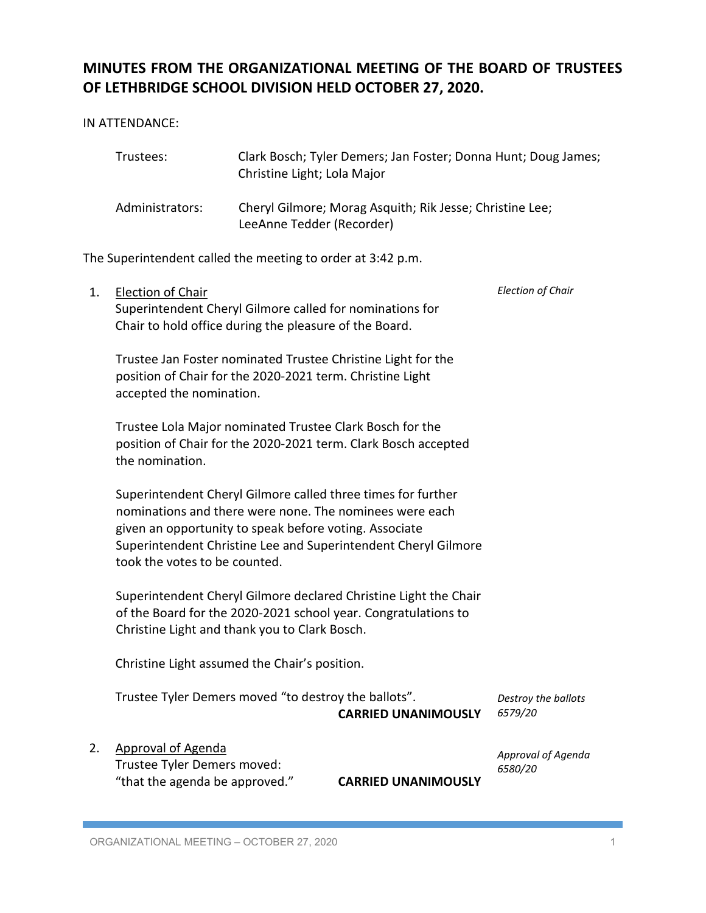# MINUTES FROM THE ORGANIZATIONAL MEETING OF THE BOARD OF TRUSTEES OF LETHBRIDGE SCHOOL DIVISION HELD OCTOBER 27, 2020.

IN ATTENDANCE:

| | |
|---|---|
| Trustees: | Clark Bosch; Tyler Demers; Jan Foster; Donna Hunt; Doug James; Christine Light; Lola Major |
| Administrators: | Cheryl Gilmore; Morag Asquith; Rik Jesse; Christine Lee; LeeAnne Tedder (Recorder) |

The Superintendent called the meeting to order at 3:42 p.m.

1. Election of Chair

   *Election of Chair*

   Superintendent Cheryl Gilmore called for nominations for Chair to hold office during the pleasure of the Board.

   Trustee Jan Foster nominated Trustee Christine Light for the position of Chair for the 2020-2021 term. Christine Light accepted the nomination.

   Trustee Lola Major nominated Trustee Clark Bosch for the position of Chair for the 2020-2021 term. Clark Bosch accepted the nomination.

   Superintendent Cheryl Gilmore called three times for further nominations and there were none. The nominees were each given an opportunity to speak before voting. Associate Superintendent Christine Lee and Superintendent Cheryl Gilmore took the votes to be counted.

   Superintendent Cheryl Gilmore declared Christine Light the Chair of the Board for the 2020-2021 school year. Congratulations to Christine Light and thank you to Clark Bosch.

   Christine Light assumed the Chair's position.

   Trustee Tyler Demers moved "to destroy the ballots".
   **CARRIED UNANIMOUSLY**

   *Destroy the ballots 6579/20*

2. Approval of Agenda

   *Approval of Agenda 6580/20*

   Trustee Tyler Demers moved:
   "that the agenda be approved." **CARRIED UNANIMOUSLY**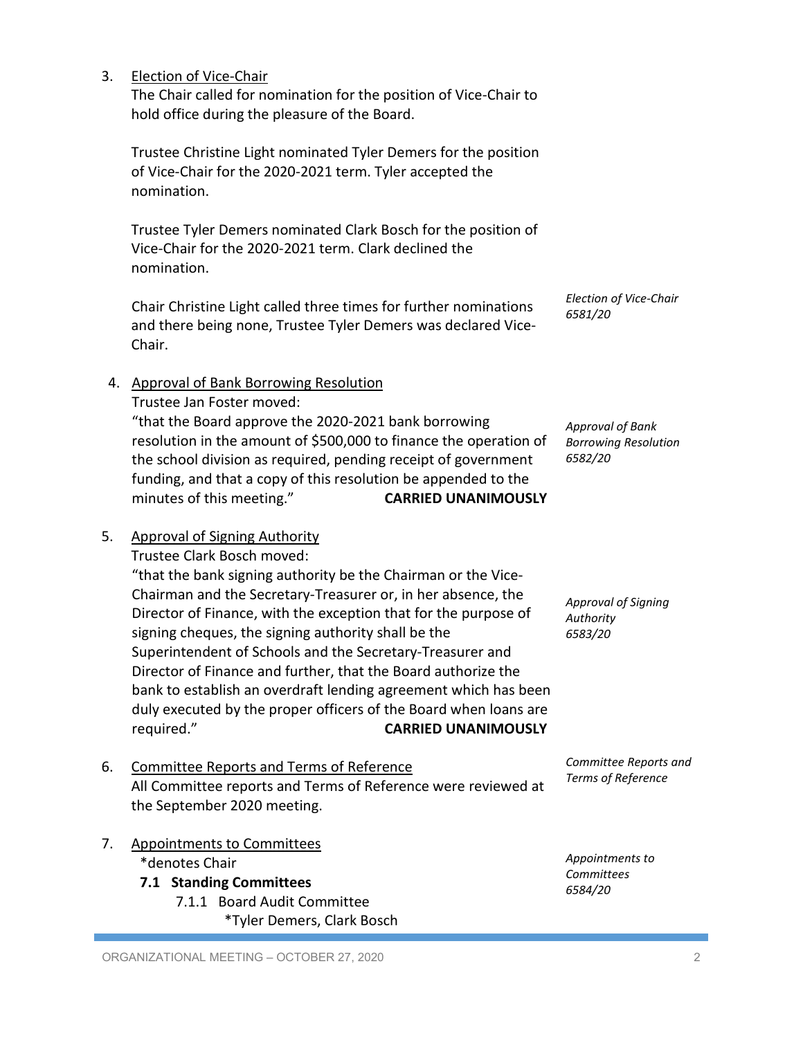3. Election of Vice-Chair

The Chair called for nomination for the position of Vice-Chair to hold office during the pleasure of the Board.

Trustee Christine Light nominated Tyler Demers for the position of Vice-Chair for the 2020-2021 term. Tyler accepted the nomination.

Trustee Tyler Demers nominated Clark Bosch for the position of Vice-Chair for the 2020-2021 term. Clark declined the nomination.

*Election of Vice-Chair 6581/20*

Chair Christine Light called three times for further nominations and there being none, Trustee Tyler Demers was declared Vice-Chair.

4. Approval of Bank Borrowing Resolution

Trustee Jan Foster moved:

*Approval of Bank Borrowing Resolution 6582/20*

"that the Board approve the 2020-2021 bank borrowing resolution in the amount of $500,000 to finance the operation of the school division as required, pending receipt of government funding, and that a copy of this resolution be appended to the minutes of this meeting." **CARRIED UNANIMOUSLY**

5. Approval of Signing Authority

Trustee Clark Bosch moved:

*Approval of Signing Authority 6583/20*

"that the bank signing authority be the Chairman or the Vice-Chairman and the Secretary-Treasurer or, in her absence, the Director of Finance, with the exception that for the purpose of signing cheques, the signing authority shall be the Superintendent of Schools and the Secretary-Treasurer and Director of Finance and further, that the Board authorize the bank to establish an overdraft lending agreement which has been duly executed by the proper officers of the Board when loans are required." **CARRIED UNANIMOUSLY**

6. Committee Reports and Terms of Reference

*Committee Reports and Terms of Reference*

All Committee reports and Terms of Reference were reviewed at the September 2020 meeting.

7. Appointments to Committees

*Appointments to Committees 6584/20*

*denotes Chair

**7.1 Standing Committees**

7.1.1 Board Audit Committee
*Tyler Demers, Clark Bosch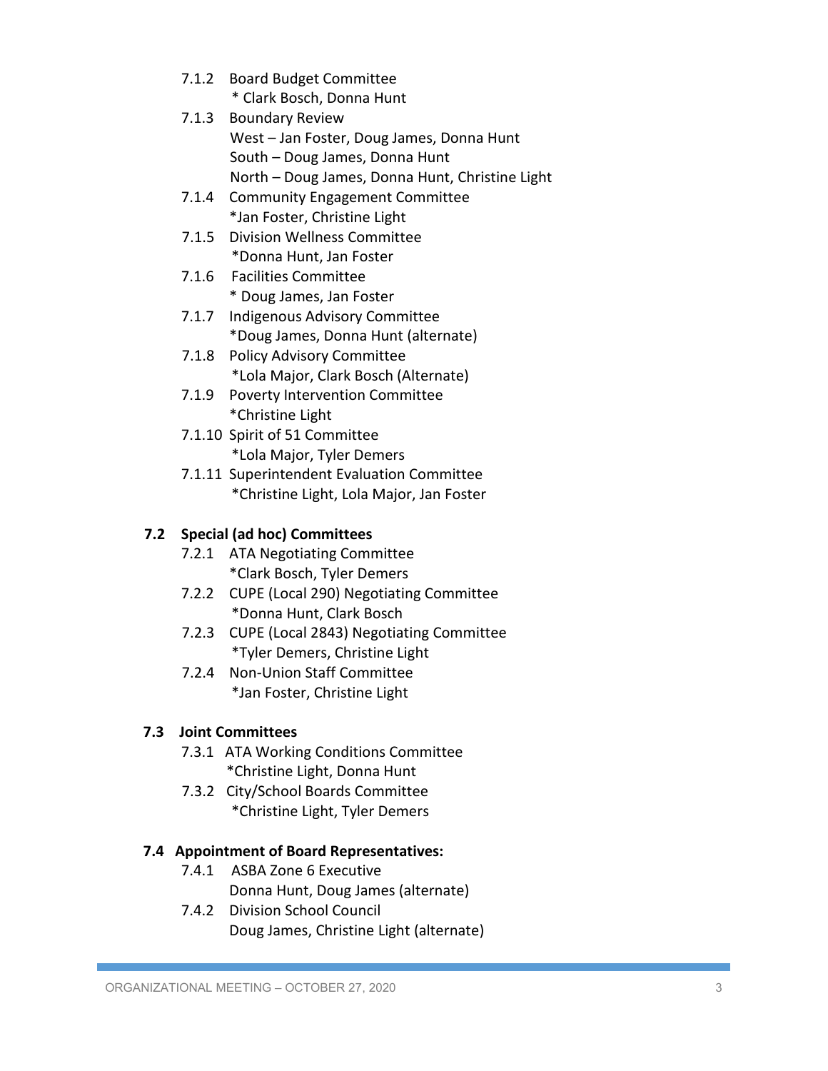- 7.1.2 Board Budget Committee
  * Clark Bosch, Donna Hunt
- 7.1.3 Boundary Review
  West – Jan Foster, Doug James, Donna Hunt
  South – Doug James, Donna Hunt
  North – Doug James, Donna Hunt, Christine Light
- 7.1.4 Community Engagement Committee
  *Jan Foster, Christine Light
- 7.1.5 Division Wellness Committee
  *Donna Hunt, Jan Foster
- 7.1.6 Facilities Committee
  * Doug James, Jan Foster
- 7.1.7 Indigenous Advisory Committee
  *Doug James, Donna Hunt (alternate)
- 7.1.8 Policy Advisory Committee
  *Lola Major, Clark Bosch (Alternate)
- 7.1.9 Poverty Intervention Committee
  *Christine Light
- 7.1.10 Spirit of 51 Committee
  *Lola Major, Tyler Demers
- 7.1.11 Superintendent Evaluation Committee
  *Christine Light, Lola Major, Jan Foster

**7.2 Special (ad hoc) Committees**

- 7.2.1 ATA Negotiating Committee
  *Clark Bosch, Tyler Demers
- 7.2.2 CUPE (Local 290) Negotiating Committee
  *Donna Hunt, Clark Bosch
- 7.2.3 CUPE (Local 2843) Negotiating Committee
  *Tyler Demers, Christine Light
- 7.2.4 Non-Union Staff Committee
  *Jan Foster, Christine Light

**7.3 Joint Committees**

- 7.3.1 ATA Working Conditions Committee
  *Christine Light, Donna Hunt
- 7.3.2 City/School Boards Committee
  *Christine Light, Tyler Demers

**7.4 Appointment of Board Representatives:**

- 7.4.1 ASBA Zone 6 Executive
  Donna Hunt, Doug James (alternate)
- 7.4.2 Division School Council
  Doug James, Christine Light (alternate)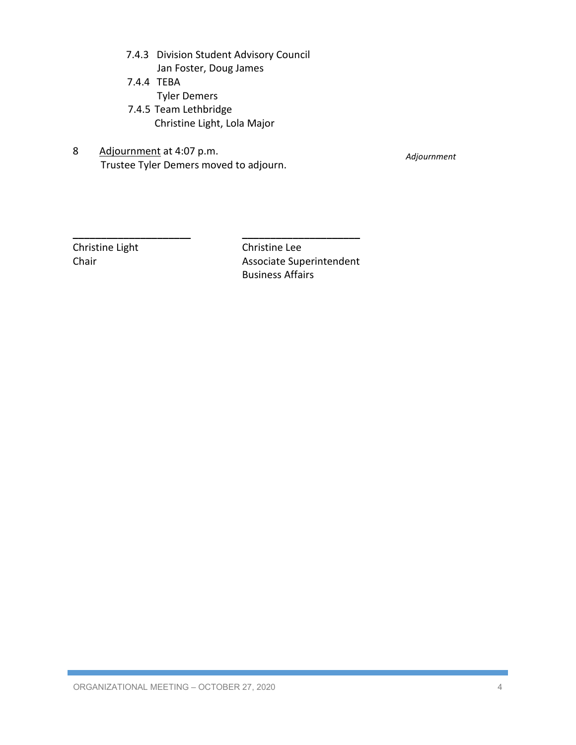7.4.3 Division Student Advisory Council
Jan Foster, Doug James

7.4.4 TEBA
Tyler Demers

7.4.5 Team Lethbridge
Christine Light, Lola Major

8 Adjournment at 4:07 p.m.
Trustee Tyler Demers moved to adjourn.

*Adjournment*

\_\_\_\_\_\_\_\_\_\_\_\_\_\_\_\_\_\_\_\_\_\_
Christine Light
Chair

\_\_\_\_\_\_\_\_\_\_\_\_\_\_\_\_\_\_\_\_\_\_
Christine Lee
Associate Superintendent
Business Affairs